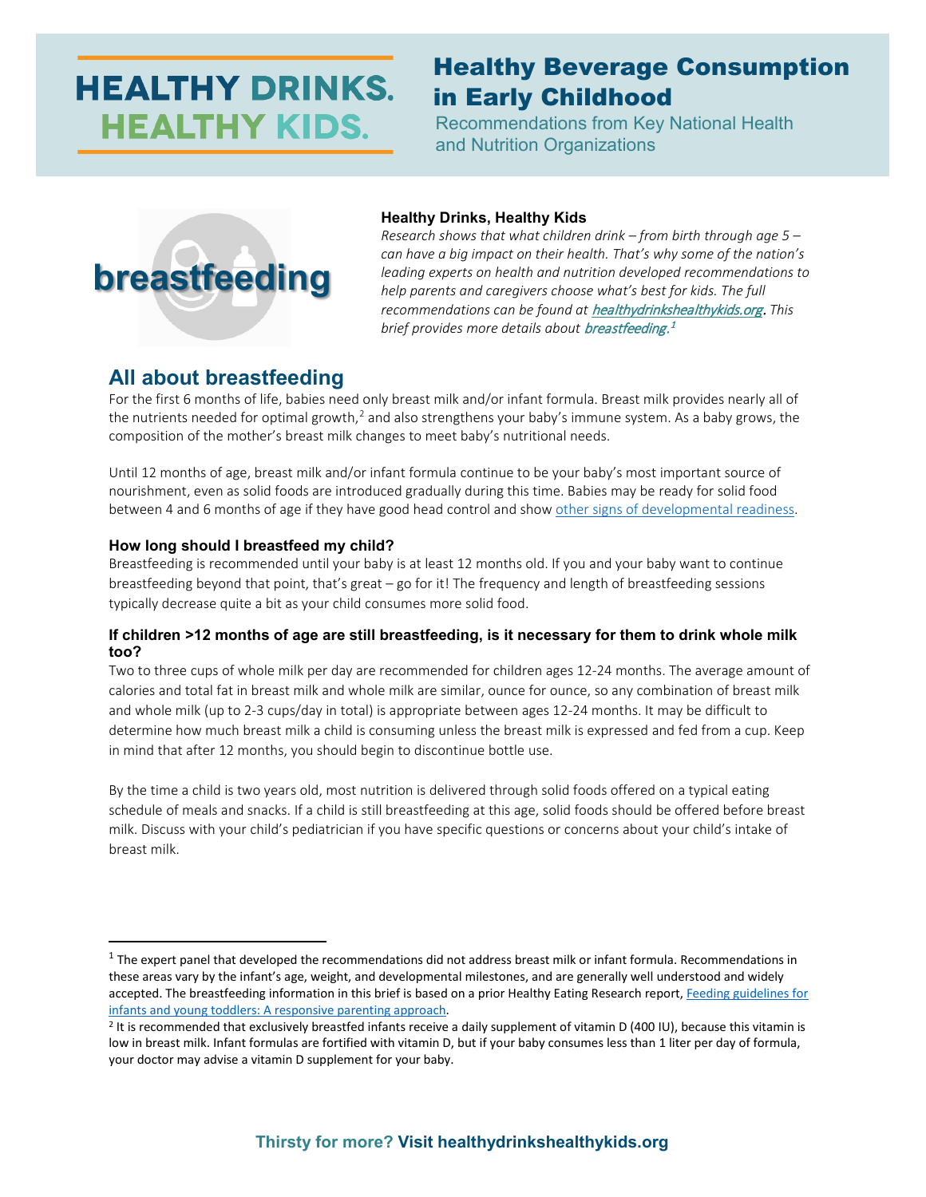# HEALTHY DRINKS. HEALTHY KIDS.

## Healthy Beverage Consumption in Early Childhood

Recommendations from Key National Health and Nutrition Organizations

breastfeeding

**Healthy Drinks, Healthy Kids**

*Research shows that what children drink – from birth through age 5 – can have a big impact on their health. That's why some of the nation's leading experts on health and nutrition developed recommendations to help parents and caregivers choose what's best for kids. The full recommendations can be found at healthydrinkshealthykids.org. This brief provides more details about breastfeeding.*[1]

## All about breastfeeding

For the first 6 months of life, babies need only breast milk and/or infant formula. Breast milk provides nearly all of the nutrients needed for optimal growth,[2] and also strengthens your baby's immune system. As a baby grows, the composition of the mother's breast milk changes to meet baby's nutritional needs.

Until 12 months of age, breast milk and/or infant formula continue to be your baby's most important source of nourishment, even as solid foods are introduced gradually during this time. Babies may be ready for solid food between 4 and 6 months of age if they have good head control and show other signs of developmental readiness.

### How long should I breastfeed my child?

Breastfeeding is recommended until your baby is at least 12 months old. If you and your baby want to continue breastfeeding beyond that point, that's great – go for it! The frequency and length of breastfeeding sessions typically decrease quite a bit as your child consumes more solid food.

### If children >12 months of age are still breastfeeding, is it necessary for them to drink whole milk too?

Two to three cups of whole milk per day are recommended for children ages 12-24 months. The average amount of calories and total fat in breast milk and whole milk are similar, ounce for ounce, so any combination of breast milk and whole milk (up to 2-3 cups/day in total) is appropriate between ages 12-24 months. It may be difficult to determine how much breast milk a child is consuming unless the breast milk is expressed and fed from a cup. Keep in mind that after 12 months, you should begin to discontinue bottle use.

By the time a child is two years old, most nutrition is delivered through solid foods offered on a typical eating schedule of meals and snacks. If a child is still breastfeeding at this age, solid foods should be offered before breast milk. Discuss with your child's pediatrician if you have specific questions or concerns about your child's intake of breast milk.

---

[1] The expert panel that developed the recommendations did not address breast milk or infant formula. Recommendations in these areas vary by the infant's age, weight, and developmental milestones, and are generally well understood and widely accepted. The breastfeeding information in this brief is based on a prior Healthy Eating Research report, Feeding guidelines for infants and young toddlers: A responsive parenting approach.

[2] It is recommended that exclusively breastfed infants receive a daily supplement of vitamin D (400 IU), because this vitamin is low in breast milk. Infant formulas are fortified with vitamin D, but if your baby consumes less than 1 liter per day of formula, your doctor may advise a vitamin D supplement for your baby.

**Thirsty for more? Visit healthydrinkshealthykids.org**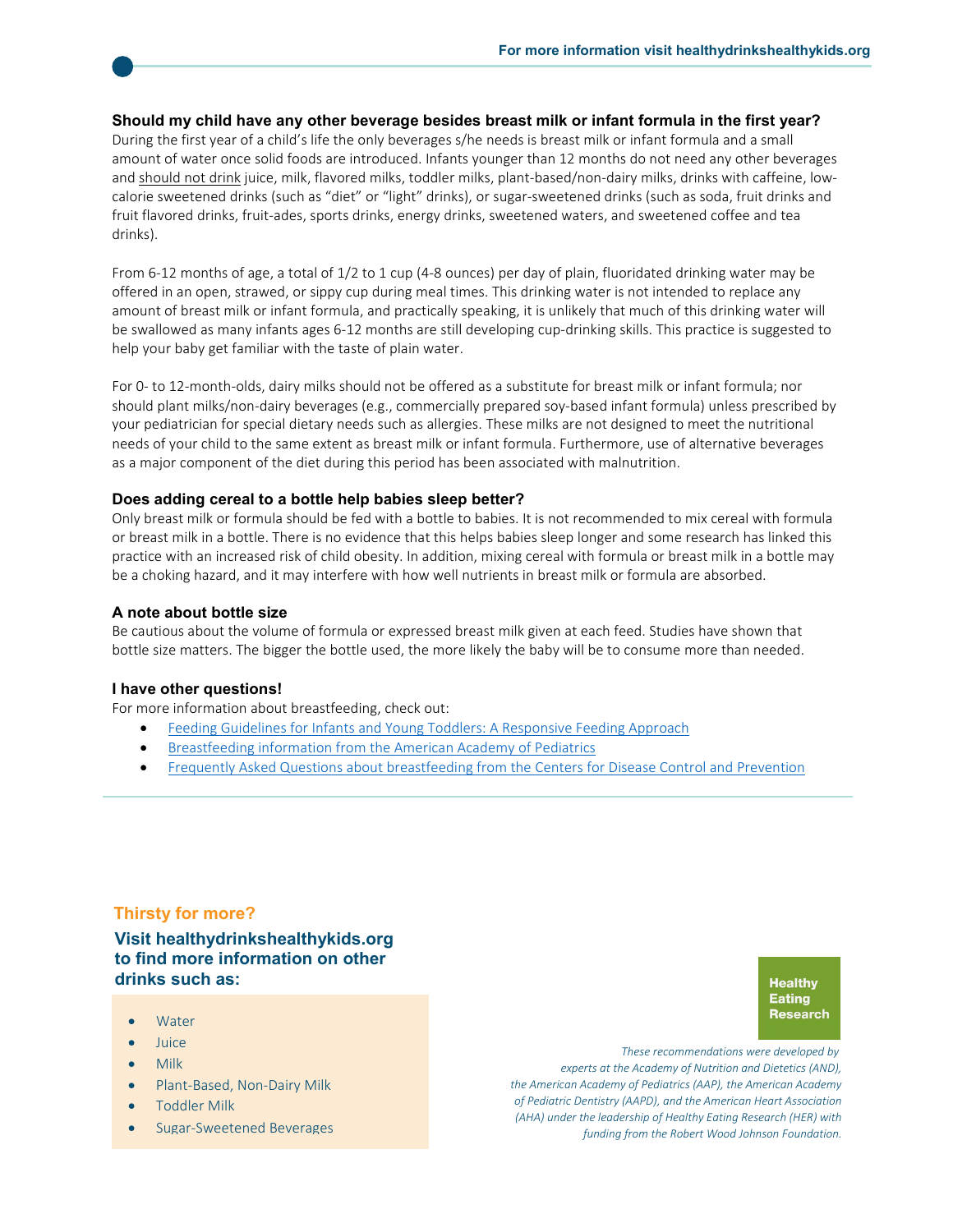### Should my child have any other beverage besides breast milk or infant formula in the first year?

During the first year of a child's life the only beverages s/he needs is breast milk or infant formula and a small amount of water once solid foods are introduced. Infants younger than 12 months do not need any other beverages and should not drink juice, milk, flavored milks, toddler milks, plant-based/non-dairy milks, drinks with caffeine, low-calorie sweetened drinks (such as "diet" or "light" drinks), or sugar-sweetened drinks (such as soda, fruit drinks and fruit flavored drinks, fruit-ades, sports drinks, energy drinks, sweetened waters, and sweetened coffee and tea drinks).

From 6-12 months of age, a total of 1/2 to 1 cup (4-8 ounces) per day of plain, fluoridated drinking water may be offered in an open, strawed, or sippy cup during meal times. This drinking water is not intended to replace any amount of breast milk or infant formula, and practically speaking, it is unlikely that much of this drinking water will be swallowed as many infants ages 6-12 months are still developing cup-drinking skills. This practice is suggested to help your baby get familiar with the taste of plain water.

For 0- to 12-month-olds, dairy milks should not be offered as a substitute for breast milk or infant formula; nor should plant milks/non-dairy beverages (e.g., commercially prepared soy-based infant formula) unless prescribed by your pediatrician for special dietary needs such as allergies. These milks are not designed to meet the nutritional needs of your child to the same extent as breast milk or infant formula. Furthermore, use of alternative beverages as a major component of the diet during this period has been associated with malnutrition.

### Does adding cereal to a bottle help babies sleep better?

Only breast milk or formula should be fed with a bottle to babies. It is not recommended to mix cereal with formula or breast milk in a bottle. There is no evidence that this helps babies sleep longer and some research has linked this practice with an increased risk of child obesity. In addition, mixing cereal with formula or breast milk in a bottle may be a choking hazard, and it may interfere with how well nutrients in breast milk or formula are absorbed.

### A note about bottle size

Be cautious about the volume of formula or expressed breast milk given at each feed. Studies have shown that bottle size matters. The bigger the bottle used, the more likely the baby will be to consume more than needed.

### I have other questions!

For more information about breastfeeding, check out:

- Feeding Guidelines for Infants and Young Toddlers: A Responsive Feeding Approach
- Breastfeeding information from the American Academy of Pediatrics
- Frequently Asked Questions about breastfeeding from the Centers for Disease Control and Prevention

## Thirsty for more?

**Visit healthydrinkshealthykids.org to find more information on other drinks such as:**

- Water
- Juice
- Milk
- Plant-Based, Non-Dairy Milk
- Toddler Milk
- Sugar-Sweetened Beverages

Healthy Eating Research

*These recommendations were developed by experts at the Academy of Nutrition and Dietetics (AND), the American Academy of Pediatrics (AAP), the American Academy of Pediatric Dentistry (AAPD), and the American Heart Association (AHA) under the leadership of Healthy Eating Research (HER) with funding from the Robert Wood Johnson Foundation.*